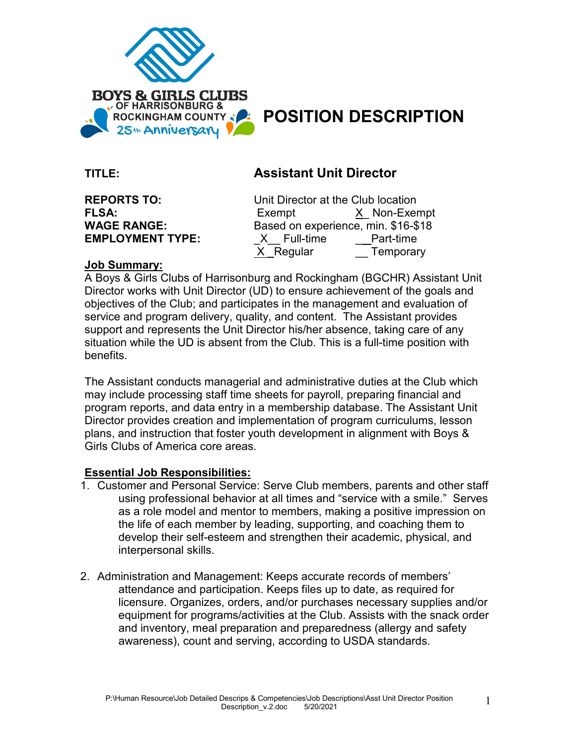BOYS & GIRLS CLUBS OF HARRISONBURG & ROCKINGHAM COUNTY 25th Anniversary

# POSITION DESCRIPTION

**TITLE:** **Assistant Unit Director**

**REPORTS TO:** Unit Director at the Club location
**FLSA:** Exempt X Non-Exempt
**WAGE RANGE:** Based on experience, min. $16-$18
**EMPLOYMENT TYPE:** _X__ Full-time ___Part-time
X _Regular __ Temporary

**Job Summary:**
A Boys & Girls Clubs of Harrisonburg and Rockingham (BGCHR) Assistant Unit Director works with Unit Director (UD) to ensure achievement of the goals and objectives of the Club; and participates in the management and evaluation of service and program delivery, quality, and content. The Assistant provides support and represents the Unit Director his/her absence, taking care of any situation while the UD is absent from the Club. This is a full-time position with benefits.

The Assistant conducts managerial and administrative duties at the Club which may include processing staff time sheets for payroll, preparing financial and program reports, and data entry in a membership database. The Assistant Unit Director provides creation and implementation of program curriculums, lesson plans, and instruction that foster youth development in alignment with Boys & Girls Clubs of America core areas.

**Essential Job Responsibilities:**

1. Customer and Personal Service: Serve Club members, parents and other staff using professional behavior at all times and "service with a smile." Serves as a role model and mentor to members, making a positive impression on the life of each member by leading, supporting, and coaching them to develop their self-esteem and strengthen their academic, physical, and interpersonal skills.

2. Administration and Management: Keeps accurate records of members' attendance and participation. Keeps files up to date, as required for licensure. Organizes, orders, and/or purchases necessary supplies and/or equipment for programs/activities at the Club. Assists with the snack order and inventory, meal preparation and preparedness (allergy and safety awareness), count and serving, according to USDA standards.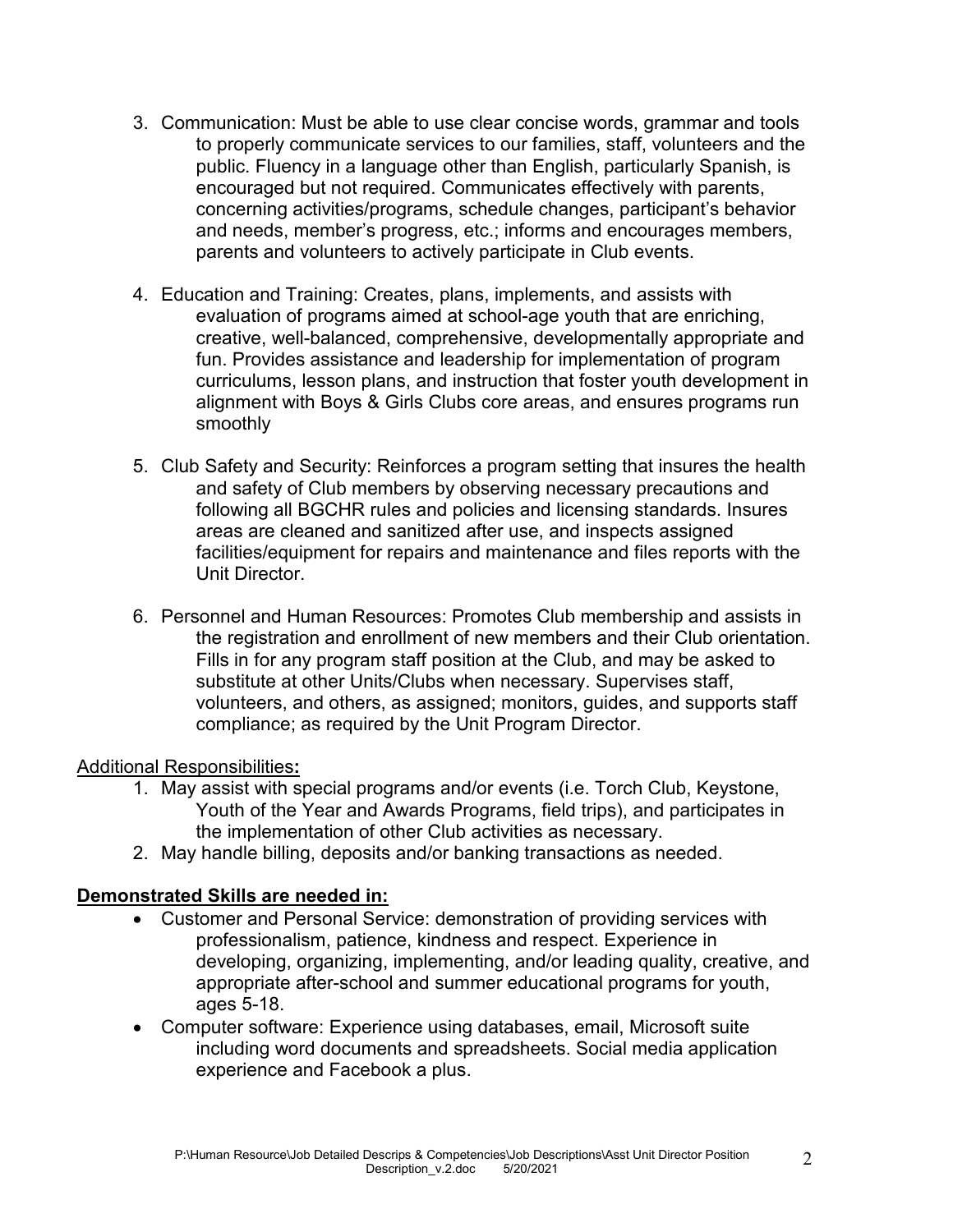3. Communication: Must be able to use clear concise words, grammar and tools to properly communicate services to our families, staff, volunteers and the public. Fluency in a language other than English, particularly Spanish, is encouraged but not required. Communicates effectively with parents, concerning activities/programs, schedule changes, participant's behavior and needs, member's progress, etc.; informs and encourages members, parents and volunteers to actively participate in Club events.

4. Education and Training: Creates, plans, implements, and assists with evaluation of programs aimed at school-age youth that are enriching, creative, well-balanced, comprehensive, developmentally appropriate and fun. Provides assistance and leadership for implementation of program curriculums, lesson plans, and instruction that foster youth development in alignment with Boys & Girls Clubs core areas, and ensures programs run smoothly

5. Club Safety and Security: Reinforces a program setting that insures the health and safety of Club members by observing necessary precautions and following all BGCHR rules and policies and licensing standards. Insures areas are cleaned and sanitized after use, and inspects assigned facilities/equipment for repairs and maintenance and files reports with the Unit Director.

6. Personnel and Human Resources: Promotes Club membership and assists in the registration and enrollment of new members and their Club orientation. Fills in for any program staff position at the Club, and may be asked to substitute at other Units/Clubs when necessary. Supervises staff, volunteers, and others, as assigned; monitors, guides, and supports staff compliance; as required by the Unit Program Director.

Additional Responsibilities**:**

1. May assist with special programs and/or events (i.e. Torch Club, Keystone, Youth of the Year and Awards Programs, field trips), and participates in the implementation of other Club activities as necessary.
2. May handle billing, deposits and/or banking transactions as needed.

**Demonstrated Skills are needed in:**

- Customer and Personal Service: demonstration of providing services with professionalism, patience, kindness and respect. Experience in developing, organizing, implementing, and/or leading quality, creative, and appropriate after-school and summer educational programs for youth, ages 5-18.
- Computer software: Experience using databases, email, Microsoft suite including word documents and spreadsheets. Social media application experience and Facebook a plus.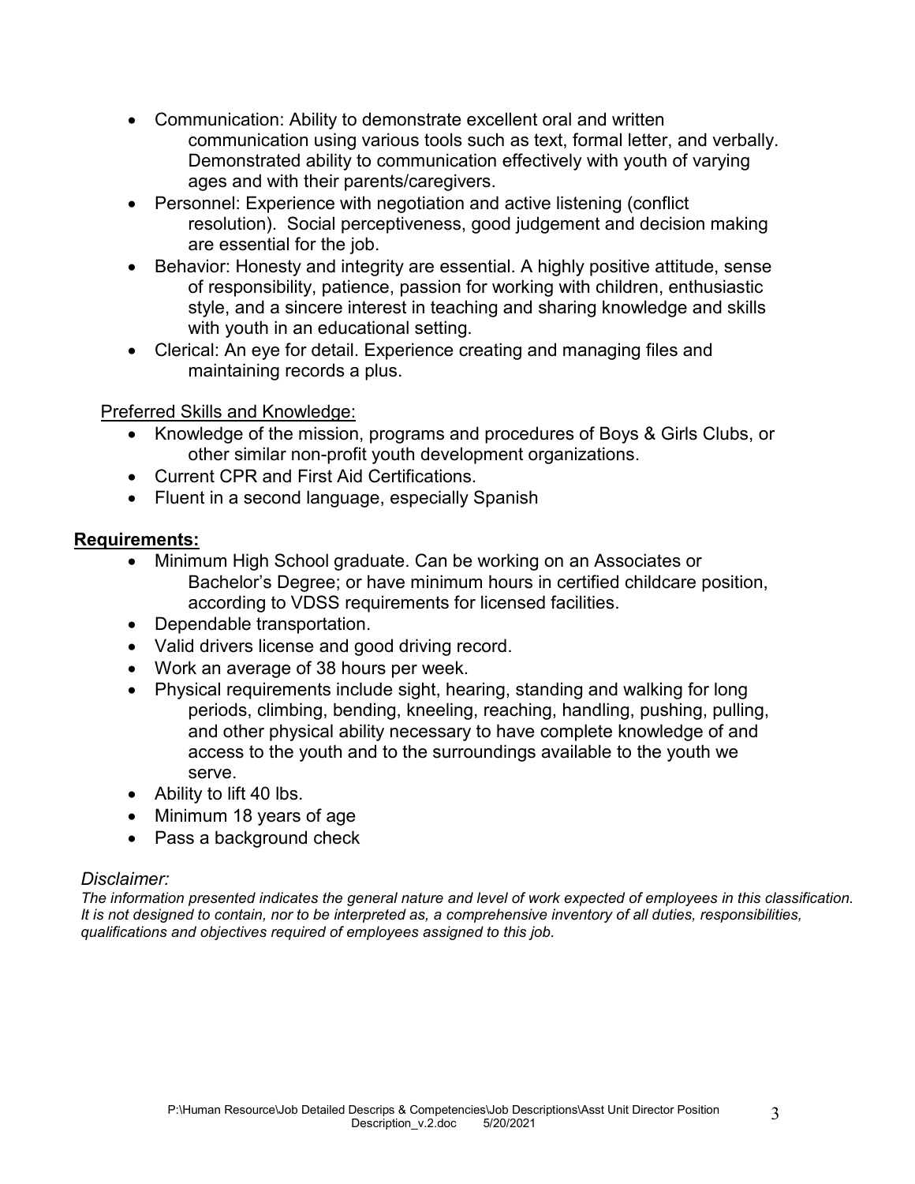- Communication: Ability to demonstrate excellent oral and written communication using various tools such as text, formal letter, and verbally. Demonstrated ability to communication effectively with youth of varying ages and with their parents/caregivers.
- Personnel: Experience with negotiation and active listening (conflict resolution). Social perceptiveness, good judgement and decision making are essential for the job.
- Behavior: Honesty and integrity are essential. A highly positive attitude, sense of responsibility, patience, passion for working with children, enthusiastic style, and a sincere interest in teaching and sharing knowledge and skills with youth in an educational setting.
- Clerical: An eye for detail. Experience creating and managing files and maintaining records a plus.

Preferred Skills and Knowledge:

- Knowledge of the mission, programs and procedures of Boys & Girls Clubs, or other similar non-profit youth development organizations.
- Current CPR and First Aid Certifications.
- Fluent in a second language, especially Spanish

## **Requirements:**

- Minimum High School graduate. Can be working on an Associates or Bachelor's Degree; or have minimum hours in certified childcare position, according to VDSS requirements for licensed facilities.
- Dependable transportation.
- Valid drivers license and good driving record.
- Work an average of 38 hours per week.
- Physical requirements include sight, hearing, standing and walking for long periods, climbing, bending, kneeling, reaching, handling, pushing, pulling, and other physical ability necessary to have complete knowledge of and access to the youth and to the surroundings available to the youth we serve.
- Ability to lift 40 lbs.
- Minimum 18 years of age
- Pass a background check

*Disclaimer:*

*The information presented indicates the general nature and level of work expected of employees in this classification. It is not designed to contain, nor to be interpreted as, a comprehensive inventory of all duties, responsibilities, qualifications and objectives required of employees assigned to this job.*